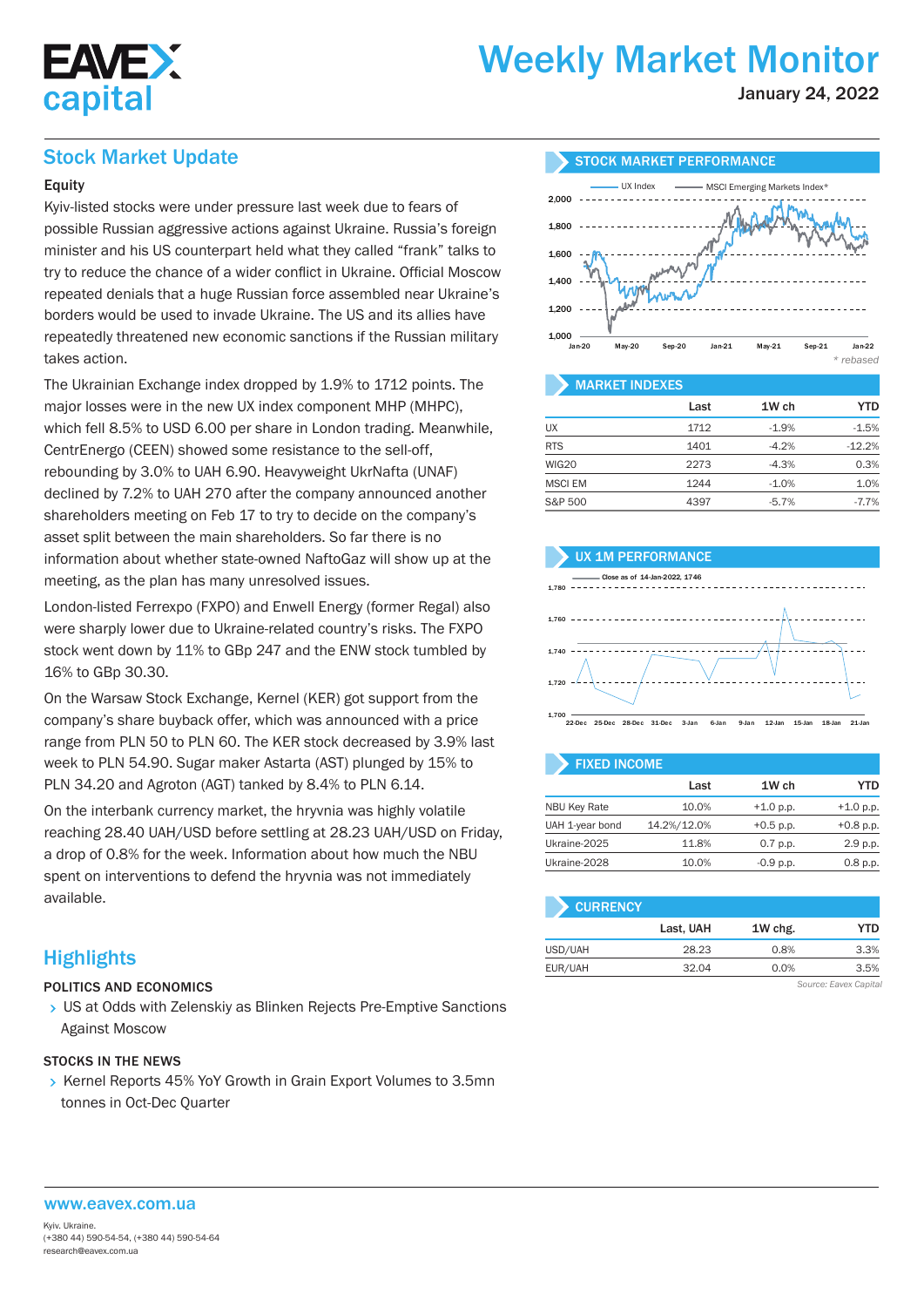# Weekly Market Monitor

January 24, 2022

## Stock Market Update

### Equity

Kyiv-listed stocks were under pressure last week due to fears of possible Russian aggressive actions against Ukraine. Russia's foreign minister and his US counterpart held what they called "frank" talks to try to reduce the chance of a wider conflict in Ukraine. Official Moscow repeated denials that a huge Russian force assembled near Ukraine's borders would be used to invade Ukraine. The US and its allies have repeatedly threatened new economic sanctions if the Russian military takes action.

The Ukrainian Exchange index dropped by 1.9% to 1712 points. The major losses were in the new UX index component MHP (MHPC), which fell 8.5% to USD 6.00 per share in London trading. Meanwhile, CentrEnergo (CEEN) showed some resistance to the sell-off, rebounding by 3.0% to UAH 6.90. Heavyweight UkrNafta (UNAF) declined by 7.2% to UAH 270 after the company announced another shareholders meeting on Feb 17 to try to decide on the company's asset split between the main shareholders. So far there is no information about whether state-owned NaftoGaz will show up at the meeting, as the plan has many unresolved issues.

London-listed Ferrexpo (FXPO) and Enwell Energy (former Regal) also were sharply lower due to Ukraine-related country's risks. The FXPO stock went down by 11% to GBp 247 and the ENW stock tumbled by 16% to GBp 30.30.

On the Warsaw Stock Exchange, Kernel (KER) got support from the company's share buyback offer, which was announced with a price range from PLN 50 to PLN 60. The KER stock decreased by 3.9% last week to PLN 54.90. Sugar maker Astarta (AST) plunged by 15% to PLN 34.20 and Agroton (AGT) tanked by 8.4% to PLN 6.14.

On the interbank currency market, the hryvnia was highly volatile reaching 28.40 UAH/USD before settling at 28.23 UAH/USD on Friday, a drop of 0.8% for the week. Information about how much the NBU spent on interventions to defend the hryvnia was not immediately available.

## Highlights

**POLITICS AND ECONOMICS**

- US at Odds with Zelenskiy as Blinken Rejects Pre-Emptive Sanctions Against Moscow

**STOCKS IN THE NEWS**

- Kernel Reports 45% YoY Growth in Grain Export Volumes to 3.5mn tonnes in Oct-Dec Quarter

### STOCK MARKET PERFORMANCE

UX Index — MSCI Emerging Markets Index*

*\* rebased*

### MARKET INDEXES

| | Last | 1W ch | YTD |
|---|---|---|---|
| UX | 1712 | -1.9% | -1.5% |
| RTS | 1401 | -4.2% | -12.2% |
| WIG20 | 2273 | -4.3% | 0.3% |
| MSCI EM | 1244 | -1.0% | 1.0% |
| S&P 500 | 4397 | -5.7% | -7.7% |

### UX 1M PERFORMANCE

Close as of 14-Jan-2022, 1746

### FIXED INCOME

| | Last | 1W ch | YTD |
|---|---|---|---|
| NBU Key Rate | 10.0% | +1.0 p.p. | +1.0 p.p. |
| UAH 1-year bond | 14.2%/12.0% | +0.5 p.p. | +0.8 p.p. |
| Ukraine-2025 | 11.8% | 0.7 p.p. | 2.9 p.p. |
| Ukraine-2028 | 10.0% | -0.9 p.p. | 0.8 p.p. |

### CURRENCY

| | Last, UAH | 1W chg. | YTD |
|---|---|---|---|
| USD/UAH | 28.23 | 0.8% | 3.3% |
| EUR/UAH | 32.04 | 0.0% | 3.5% |

*Source: Eavex Capital*

www.eavex.com.ua

Kyiv. Ukraine.
(+380 44) 590-54-54, (+380 44) 590-54-64
research@eavex.com.ua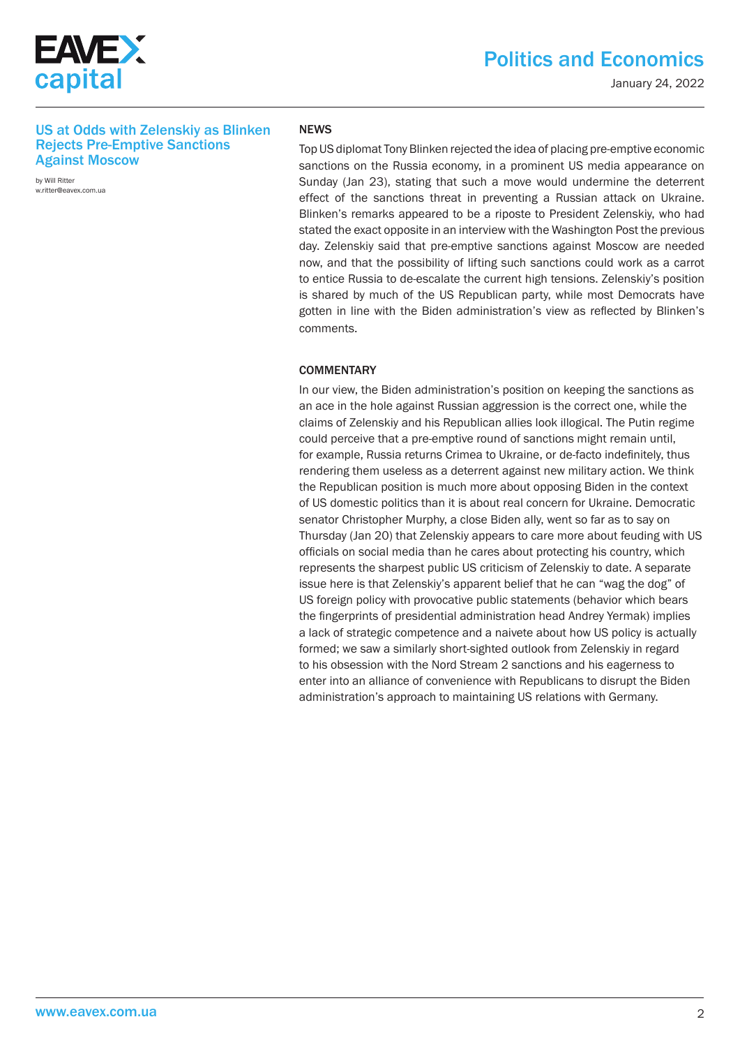## US at Odds with Zelenskiy as Blinken Rejects Pre-Emptive Sanctions Against Moscow

by Will Ritter
w.ritter@eavex.com.ua

### NEWS

Top US diplomat Tony Blinken rejected the idea of placing pre-emptive economic sanctions on the Russia economy, in a prominent US media appearance on Sunday (Jan 23), stating that such a move would undermine the deterrent effect of the sanctions threat in preventing a Russian attack on Ukraine. Blinken's remarks appeared to be a riposte to President Zelenskiy, who had stated the exact opposite in an interview with the Washington Post the previous day. Zelenskiy said that pre-emptive sanctions against Moscow are needed now, and that the possibility of lifting such sanctions could work as a carrot to entice Russia to de-escalate the current high tensions. Zelenskiy's position is shared by much of the US Republican party, while most Democrats have gotten in line with the Biden administration's view as reflected by Blinken's comments.

### COMMENTARY

In our view, the Biden administration's position on keeping the sanctions as an ace in the hole against Russian aggression is the correct one, while the claims of Zelenskiy and his Republican allies look illogical. The Putin regime could perceive that a pre-emptive round of sanctions might remain until, for example, Russia returns Crimea to Ukraine, or de-facto indefinitely, thus rendering them useless as a deterrent against new military action. We think the Republican position is much more about opposing Biden in the context of US domestic politics than it is about real concern for Ukraine. Democratic senator Christopher Murphy, a close Biden ally, went so far as to say on Thursday (Jan 20) that Zelenskiy appears to care more about feuding with US officials on social media than he cares about protecting his country, which represents the sharpest public US criticism of Zelenskiy to date. A separate issue here is that Zelenskiy's apparent belief that he can "wag the dog" of US foreign policy with provocative public statements (behavior which bears the fingerprints of presidential administration head Andrey Yermak) implies a lack of strategic competence and a naivete about how US policy is actually formed; we saw a similarly short-sighted outlook from Zelenskiy in regard to his obsession with the Nord Stream 2 sanctions and his eagerness to enter into an alliance of convenience with Republicans to disrupt the Biden administration's approach to maintaining US relations with Germany.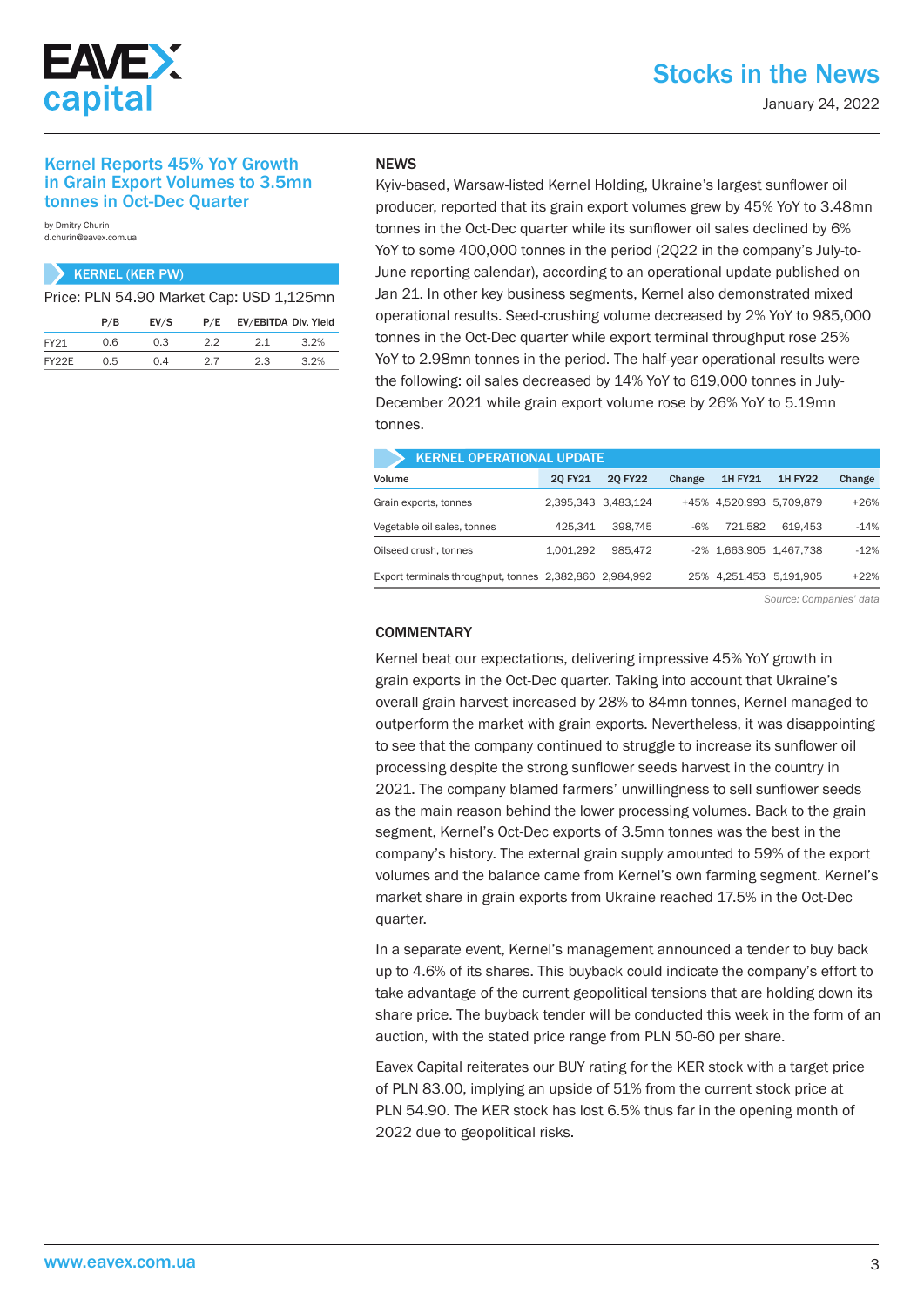## Kernel Reports 45% YoY Growth in Grain Export Volumes to 3.5mn tonnes in Oct-Dec Quarter

by Dmitry Churin
d.churin@eavex.com.ua

**KERNEL (KER PW)**

Price: PLN 54.90 Market Cap: USD 1,125mn

| | P/B | EV/S | P/E | EV/EBITDA | Div. Yield |
|---|---|---|---|---|---|
| FY21 | 0.6 | 0.3 | 2.2 | 2.1 | 3.2% |
| FY22E | 0.5 | 0.4 | 2.7 | 2.3 | 3.2% |

### NEWS

Kyiv-based, Warsaw-listed Kernel Holding, Ukraine's largest sunflower oil producer, reported that its grain export volumes grew by 45% YoY to 3.48mn tonnes in the Oct-Dec quarter while its sunflower oil sales declined by 6% YoY to some 400,000 tonnes in the period (2Q22 in the company's July-to-June reporting calendar), according to an operational update published on Jan 21. In other key business segments, Kernel also demonstrated mixed operational results. Seed-crushing volume decreased by 2% YoY to 985,000 tonnes in the Oct-Dec quarter while export terminal throughput rose 25% YoY to 2.98mn tonnes in the period. The half-year operational results were the following: oil sales decreased by 14% YoY to 619,000 tonnes in July-December 2021 while grain export volume rose by 26% YoY to 5.19mn tonnes.

**KERNEL OPERATIONAL UPDATE**

| Volume | 2Q FY21 | 2Q FY22 | Change | 1H FY21 | 1H FY22 | Change |
|---|---|---|---|---|---|---|
| Grain exports, tonnes | 2,395,343 | 3,483,124 | +45% | 4,520,993 | 5,709,879 | +26% |
| Vegetable oil sales, tonnes | 425,341 | 398,745 | -6% | 721,582 | 619,453 | -14% |
| Oilseed crush, tonnes | 1,001,292 | 985,472 | -2% | 1,663,905 | 1,467,738 | -12% |
| Export terminals throughput, tonnes | 2,382,860 | 2,984,992 | 25% | 4,251,453 | 5,191,905 | +22% |

*Source: Companies' data*

### COMMENTARY

Kernel beat our expectations, delivering impressive 45% YoY growth in grain exports in the Oct-Dec quarter. Taking into account that Ukraine's overall grain harvest increased by 28% to 84mn tonnes, Kernel managed to outperform the market with grain exports. Nevertheless, it was disappointing to see that the company continued to struggle to increase its sunflower oil processing despite the strong sunflower seeds harvest in the country in 2021. The company blamed farmers' unwillingness to sell sunflower seeds as the main reason behind the lower processing volumes. Back to the grain segment, Kernel's Oct-Dec exports of 3.5mn tonnes was the best in the company's history. The external grain supply amounted to 59% of the export volumes and the balance came from Kernel's own farming segment. Kernel's market share in grain exports from Ukraine reached 17.5% in the Oct-Dec quarter.

In a separate event, Kernel's management announced a tender to buy back up to 4.6% of its shares. This buyback could indicate the company's effort to take advantage of the current geopolitical tensions that are holding down its share price. The buyback tender will be conducted this week in the form of an auction, with the stated price range from PLN 50-60 per share.

Eavex Capital reiterates our BUY rating for the KER stock with a target price of PLN 83.00, implying an upside of 51% from the current stock price at PLN 54.90. The KER stock has lost 6.5% thus far in the opening month of 2022 due to geopolitical risks.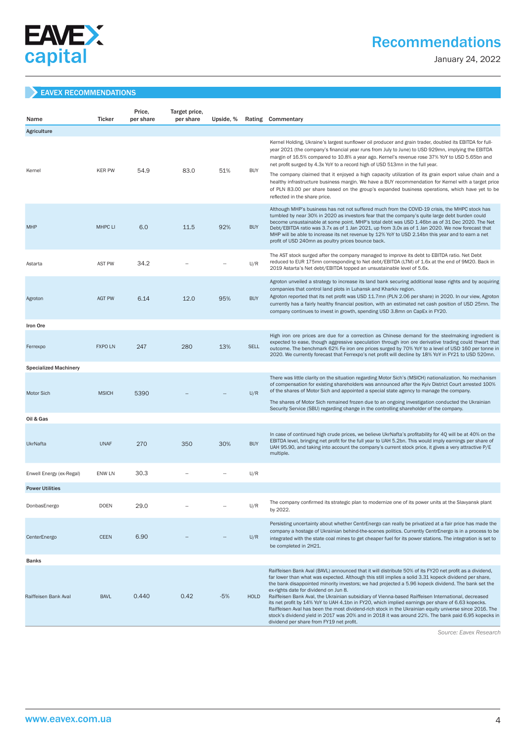## EAVEX RECOMMENDATIONS

| Name | Ticker | Price, per share | Target price, per share | Upside, % | Rating | Commentary |
|---|---|---|---|---|---|---|
| **Agriculture** | | | | | | |
| Kernel | KER PW | 54.9 | 83.0 | 51% | BUY | Kernel Holding, Ukraine's largest sunflower oil producer and grain trader, doubled its EBITDA for full-year 2021 (the company's financial year runs from July to June) to USD 929mn, implying the EBITDA margin of 16.5% compared to 10.8% a year ago. Kernel's revenue rose 37% YoY to USD 5.65bn and net profit surged by 4.3x YoY to a record high of USD 513mn in the full year. The company claimed that it enjoyed a high capacity utilization of its grain export value chain and a healthy infrastructure business margin. We have a BUY recommendation for Kernel with a target price of PLN 83.00 per share based on the group's expanded business operations, which have yet to be reflected in the share price. |
| MHP | MHPC LI | 6.0 | 11.5 | 92% | BUY | Although MHP's business has not not suffered much from the COVID-19 crisis, the MHPC stock has tumbled by near 30% in 2020 as investors fear that the company's quite large debt burden could become unsustainable at some point. MHP's total debt was USD 1.46bn as of 31 Dec 2020. The Net Debt/EBITDA ratio was 3.7x as of 1 Jan 2021, up from 3.0x as of 1 Jan 2020. We now forecast that MHP will be able to increase its net revenue by 12% YoY to USD 2.14bn this year and to earn a net profit of USD 240mn as poultry prices bounce back. |
| Astarta | AST PW | 34.2 | -- | -- | U/R | The AST stock surged after the company managed to improve its debt to EBITDA ratio. Net Debt reduced to EUR 175mn corresponding to Net debt/EBITDA (LTM) of 1.6x at the end of 9M20. Back in 2019 Astarta's Net debt/EBITDA topped an unsustainable level of 5.6x. |
| Agroton | AGT PW | 6.14 | 12.0 | 95% | BUY | Agroton unveiled a strategy to increase its land bank securing additional lease rights and by acquiring companies that control land plots in Luhansk and Kharkiv region. Agroton reported that its net profit was USD 11.7mn (PLN 2.06 per share) in 2020. In our view, Agroton currently has a fairly healthy financial position, with an estimated net cash position of USD 25mn. The company continues to invest in growth, spending USD 3.8mn on CapEx in FY20. |
| **Iron Ore** | | | | | | |
| Ferrexpo | FXPO LN | 247 | 280 | 13% | SELL | High iron ore prices are due for a correction as Chinese demand for the steelmaking ingredient is expected to ease, though aggressive speculation through iron ore derivative trading could thwart that outcome. The benchmark 62% Fe iron ore prices surged by 70% YoY to a level of USD 160 per tonne in 2020. We currently forecast that Ferrexpo's net profit will decline by 18% YoY in FY21 to USD 520mn. |
| **Specialized Machinery** | | | | | | |
| Motor Sich | MSICH | 5390 | -- | -- | U/R | There was little clarity on the situation regarding Motor Sich's (MSICH) nationalization. No mechanism of compensation for existing shareholders was announced after the Kyiv District Court arrested 100% of the shares of Motor Sich and appointed a special state agency to manage the company. The shares of Motor Sich remained frozen due to an ongoing investigation conducted the Ukrainian Security Service (SBU) regarding change in the controlling shareholder of the company. |
| **Oil & Gas** | | | | | | |
| UkrNafta | UNAF | 270 | 350 | 30% | BUY | In case of continued high crude prices, we believe UkrNafta's profitability for 4Q will be at 40% on the EBITDA level, bringing net profit for the full year to UAH 5.2bn. This would imply earnings per share of UAH 95.90, and taking into account the company's current stock price, it gives a very attractive P/E multiple. |
| Enwell Energy (ex-Regal) | ENW LN | 30.3 | -- | -- | U/R | |
| **Power Utilities** | | | | | | |
| DonbasEnergo | DOEN | 29.0 | -- | -- | U/R | The company confirmed its strategic plan to modernize one of its power units at the Slavyansk plant by 2022. |
| CenterEnergo | CEEN | 6.90 | -- | -- | U/R | Persisting uncertainty about whether CentrEnergo can really be privatized at a fair price has made the company a hostage of Ukrainian behind-the-scenes politics. Currently CentrEnergo is in a process to be integrated with the state coal mines to get cheaper fuel for its power stations. The integration is set to be completed in 2H21. |
| **Banks** | | | | | | |
| Raiffeisen Bank Aval | BAVL | 0.440 | 0.42 | -5% | HOLD | Raiffeisen Bank Aval (BAVL) announced that it will distribute 50% of its FY20 net profit as a dividend, far lower than what was expected. Although this still implies a solid 3.31 kopeck dividend per share, the bank disappointed minority investors; we had projected a 5.96 kopeck dividend. The bank set the ex-rights date for dividend on Jun 8. Raiffeisen Bank Aval, the Ukrainian subsidiary of Vienna-based Raiffeisen International, decreased its net profit by 14% YoY to UAH 4.1bn in FY20, which implied earnings per share of 6.63 kopecks. Raiffeisen Aval has been the most dividend-rich stock in the Ukrainian equity universe since 2016. The stock's dividend yield in 2017 was 20% and in 2018 it was around 22%. The bank paid 6.95 kopecks in dividend per share from FY19 net profit. |

*Source: Eavex Research*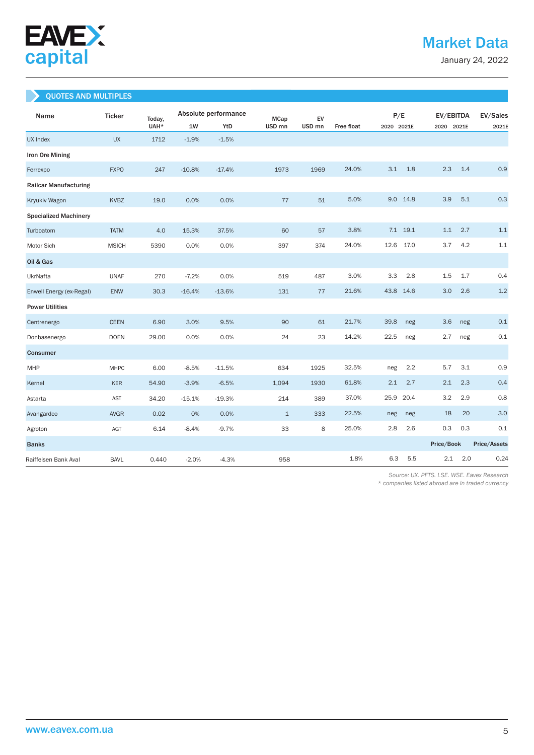# Market Data

January 24, 2022

## QUOTES AND MULTIPLES

| Name | Ticker | Today, UAH* | Absolute performance | | MCap USD mn | EV USD mn | Free float | P/E | | EV/EBITDA | | EV/Sales |
|---|---|---|---|---|---|---|---|---|---|---|---|---|
| | | | 1W | YtD | | | | 2020 | 2021E | 2020 | 2021E | 2021E |
| UX Index | UX | 1712 | -1.9% | -1.5% | | | | | | | | |
| **Iron Ore Mining** | | | | | | | | | | | | |
| Ferrexpo | FXPO | 247 | -10.8% | -17.4% | 1973 | 1969 | 24.0% | 3.1 | 1.8 | 2.3 | 1.4 | 0.9 |
| **Railcar Manufacturing** | | | | | | | | | | | | |
| Kryukiv Wagon | KVBZ | 19.0 | 0.0% | 0.0% | 77 | 51 | 5.0% | 9.0 | 14.8 | 3.9 | 5.1 | 0.3 |
| **Specialized Machinery** | | | | | | | | | | | | |
| Turboatom | TATM | 4.0 | 15.3% | 37.5% | 60 | 57 | 3.8% | 7.1 | 19.1 | 1.1 | 2.7 | 1.1 |
| Motor Sich | MSICH | 5390 | 0.0% | 0.0% | 397 | 374 | 24.0% | 12.6 | 17.0 | 3.7 | 4.2 | 1.1 |
| **Oil & Gas** | | | | | | | | | | | | |
| UkrNafta | UNAF | 270 | -7.2% | 0.0% | 519 | 487 | 3.0% | 3.3 | 2.8 | 1.5 | 1.7 | 0.4 |
| Enwell Energy (ex-Regal) | ENW | 30.3 | -16.4% | -13.6% | 131 | 77 | 21.6% | 43.8 | 14.6 | 3.0 | 2.6 | 1.2 |
| **Power Utilities** | | | | | | | | | | | | |
| Centrenergo | CEEN | 6.90 | 3.0% | 9.5% | 90 | 61 | 21.7% | 39.8 | neg | 3.6 | neg | 0.1 |
| Donbasenergo | DOEN | 29.00 | 0.0% | 0.0% | 24 | 23 | 14.2% | 22.5 | neg | 2.7 | neg | 0.1 |
| **Consumer** | | | | | | | | | | | | |
| MHP | MHPC | 6.00 | -8.5% | -11.5% | 634 | 1925 | 32.5% | neg | 2.2 | 5.7 | 3.1 | 0.9 |
| Kernel | KER | 54.90 | -3.9% | -6.5% | 1,094 | 1930 | 61.8% | 2.1 | 2.7 | 2.1 | 2.3 | 0.4 |
| Astarta | AST | 34.20 | -15.1% | -19.3% | 214 | 389 | 37.0% | 25.9 | 20.4 | 3.2 | 2.9 | 0.8 |
| Avangardco | AVGR | 0.02 | 0% | 0.0% | 1 | 333 | 22.5% | neg | neg | 18 | 20 | 3.0 |
| Agroton | AGT | 6.14 | -8.4% | -9.7% | 33 | 8 | 25.0% | 2.8 | 2.6 | 0.3 | 0.3 | 0.1 |
| **Banks** | | | | | | | | | | Price/Book | | Price/Assets |
| Raiffeisen Bank Aval | BAVL | 0.440 | -2.0% | -4.3% | 958 | | 1.8% | 6.3 | 5.5 | 2.1 | 2.0 | 0.24 |

*Source: UX. PFTS. LSE. WSE. Eavex Research*

*\* companies listed abroad are in traded currency*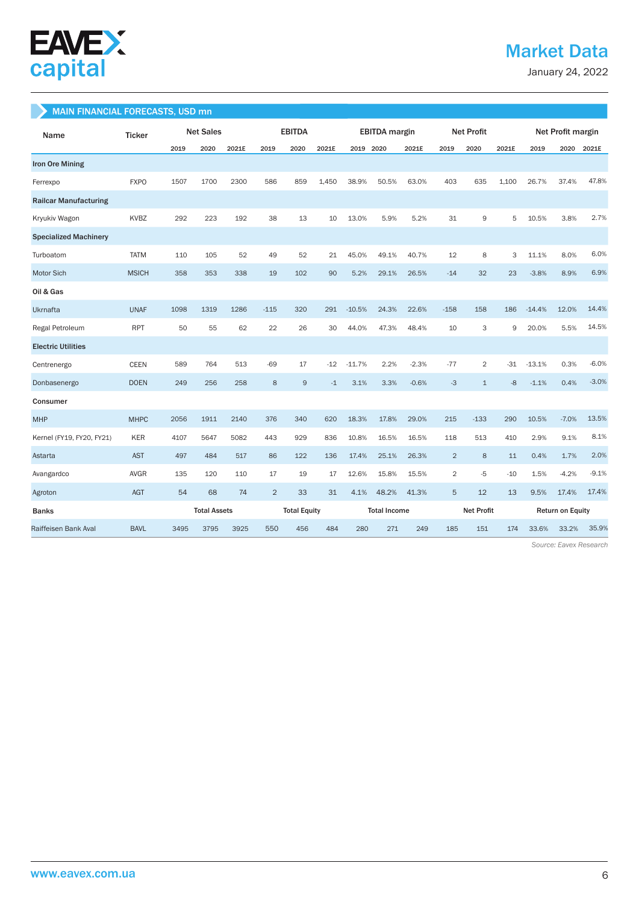## MAIN FINANCIAL FORECASTS, USD mn

| Name | Ticker | Net Sales | | | EBITDA | | | EBITDA margin | | | Net Profit | | | Net Profit margin | | |
|---|---|---|---|---|---|---|---|---|---|---|---|---|---|---|---|---|
| | | 2019 | 2020 | 2021E | 2019 | 2020 | 2021E | 2019 | 2020 | 2021E | 2019 | 2020 | 2021E | 2019 | 2020 | 2021E |
| **Iron Ore Mining** | | | | | | | | | | | | | | | | |
| Ferrexpo | FXPO | 1507 | 1700 | 2300 | 586 | 859 | 1,450 | 38.9% | 50.5% | 63.0% | 403 | 635 | 1,100 | 26.7% | 37.4% | 47.8% |
| **Railcar Manufacturing** | | | | | | | | | | | | | | | | |
| Kryukiv Wagon | KVBZ | 292 | 223 | 192 | 38 | 13 | 10 | 13.0% | 5.9% | 5.2% | 31 | 9 | 5 | 10.5% | 3.8% | 2.7% |
| **Specialized Machinery** | | | | | | | | | | | | | | | | |
| Turboatom | TATM | 110 | 105 | 52 | 49 | 52 | 21 | 45.0% | 49.1% | 40.7% | 12 | 8 | 3 | 11.1% | 8.0% | 6.0% |
| Motor Sich | MSICH | 358 | 353 | 338 | 19 | 102 | 90 | 5.2% | 29.1% | 26.5% | -14 | 32 | 23 | -3.8% | 8.9% | 6.9% |
| **Oil & Gas** | | | | | | | | | | | | | | | | |
| Ukrnafta | UNAF | 1098 | 1319 | 1286 | -115 | 320 | 291 | -10.5% | 24.3% | 22.6% | -158 | 158 | 186 | -14.4% | 12.0% | 14.4% |
| Regal Petroleum | RPT | 50 | 55 | 62 | 22 | 26 | 30 | 44.0% | 47.3% | 48.4% | 10 | 3 | 9 | 20.0% | 5.5% | 14.5% |
| **Electric Utilities** | | | | | | | | | | | | | | | | |
| Centrenergo | CEEN | 589 | 764 | 513 | -69 | 17 | -12 | -11.7% | 2.2% | -2.3% | -77 | 2 | -31 | -13.1% | 0.3% | -6.0% |
| Donbasenergo | DOEN | 249 | 256 | 258 | 8 | 9 | -1 | 3.1% | 3.3% | -0.6% | -3 | 1 | -8 | -1.1% | 0.4% | -3.0% |
| **Consumer** | | | | | | | | | | | | | | | | |
| MHP | MHPC | 2056 | 1911 | 2140 | 376 | 340 | 620 | 18.3% | 17.8% | 29.0% | 215 | -133 | 290 | 10.5% | -7.0% | 13.5% |
| Kernel (FY19, FY20, FY21) | KER | 4107 | 5647 | 5082 | 443 | 929 | 836 | 10.8% | 16.5% | 16.5% | 118 | 513 | 410 | 2.9% | 9.1% | 8.1% |
| Astarta | AST | 497 | 484 | 517 | 86 | 122 | 136 | 17.4% | 25.1% | 26.3% | 2 | 8 | 11 | 0.4% | 1.7% | 2.0% |
| Avangardco | AVGR | 135 | 120 | 110 | 17 | 19 | 17 | 12.6% | 15.8% | 15.5% | 2 | -5 | -10 | 1.5% | -4.2% | -9.1% |
| Agroton | AGT | 54 | 68 | 74 | 2 | 33 | 31 | 4.1% | 48.2% | 41.3% | 5 | 12 | 13 | 9.5% | 17.4% | 17.4% |
| **Banks** | | **Total Assets** | | | **Total Equity** | | | **Total Income** | | | **Net Profit** | | | **Return on Equity** | | |
| Raiffeisen Bank Aval | BAVL | 3495 | 3795 | 3925 | 550 | 456 | 484 | 280 | 271 | 249 | 185 | 151 | 174 | 33.6% | 33.2% | 35.9% |

*Source: Eavex Research*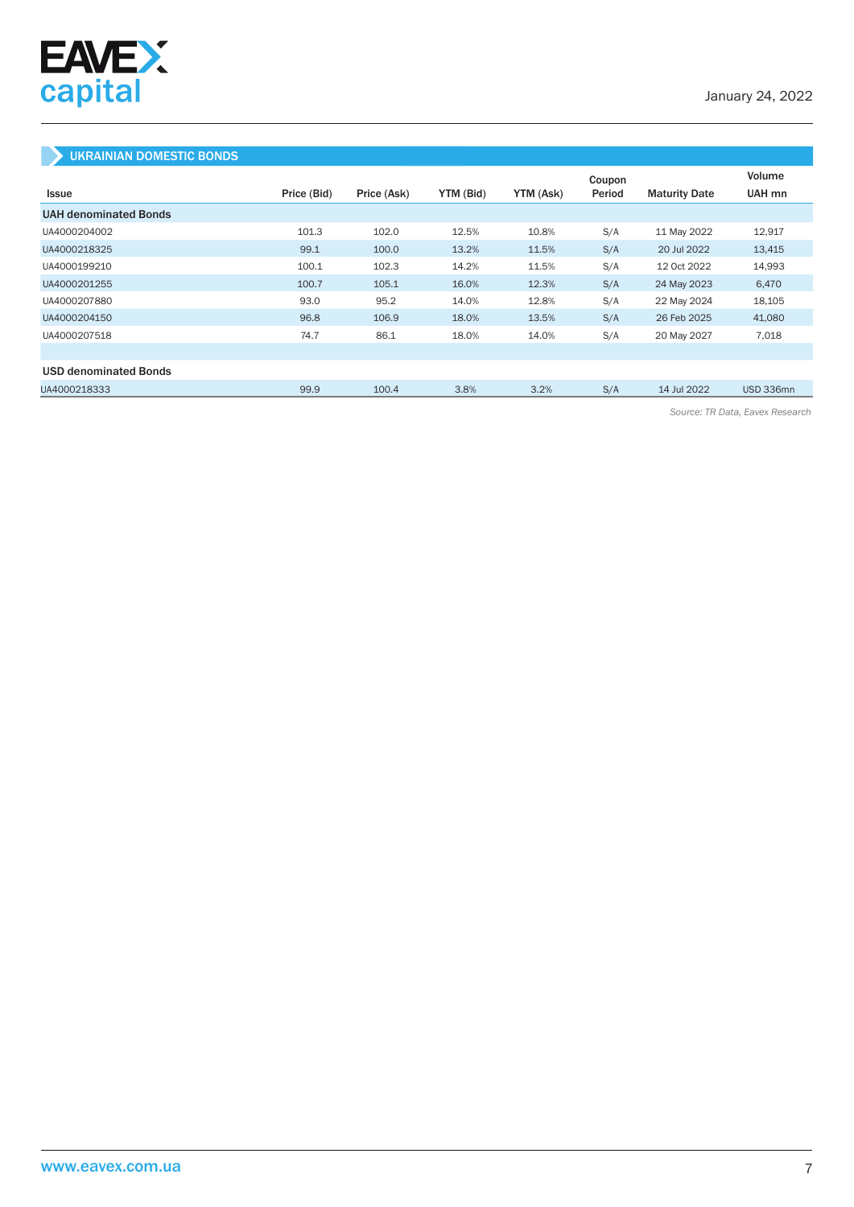## UKRAINIAN DOMESTIC BONDS

| Issue | Price (Bid) | Price (Ask) | YTM (Bid) | YTM (Ask) | Coupon Period | Maturity Date | Volume UAH mn |
|---|---|---|---|---|---|---|---|
| **UAH denominated Bonds** | | | | | | | |
| UA4000204002 | 101.3 | 102.0 | 12.5% | 10.8% | S/A | 11 May 2022 | 12,917 |
| UA4000218325 | 99.1 | 100.0 | 13.2% | 11.5% | S/A | 20 Jul 2022 | 13,415 |
| UA4000199210 | 100.1 | 102.3 | 14.2% | 11.5% | S/A | 12 Oct 2022 | 14,993 |
| UA4000201255 | 100.7 | 105.1 | 16.0% | 12.3% | S/A | 24 May 2023 | 6,470 |
| UA4000207880 | 93.0 | 95.2 | 14.0% | 12.8% | S/A | 22 May 2024 | 18,105 |
| UA4000204150 | 96.8 | 106.9 | 18.0% | 13.5% | S/A | 26 Feb 2025 | 41,080 |
| UA4000207518 | 74.7 | 86.1 | 18.0% | 14.0% | S/A | 20 May 2027 | 7,018 |
| | | | | | | | |
| **USD denominated Bonds** | | | | | | | |
| UA4000218333 | 99.9 | 100.4 | 3.8% | 3.2% | S/A | 14 Jul 2022 | USD 336mn |

*Source: TR Data, Eavex Research*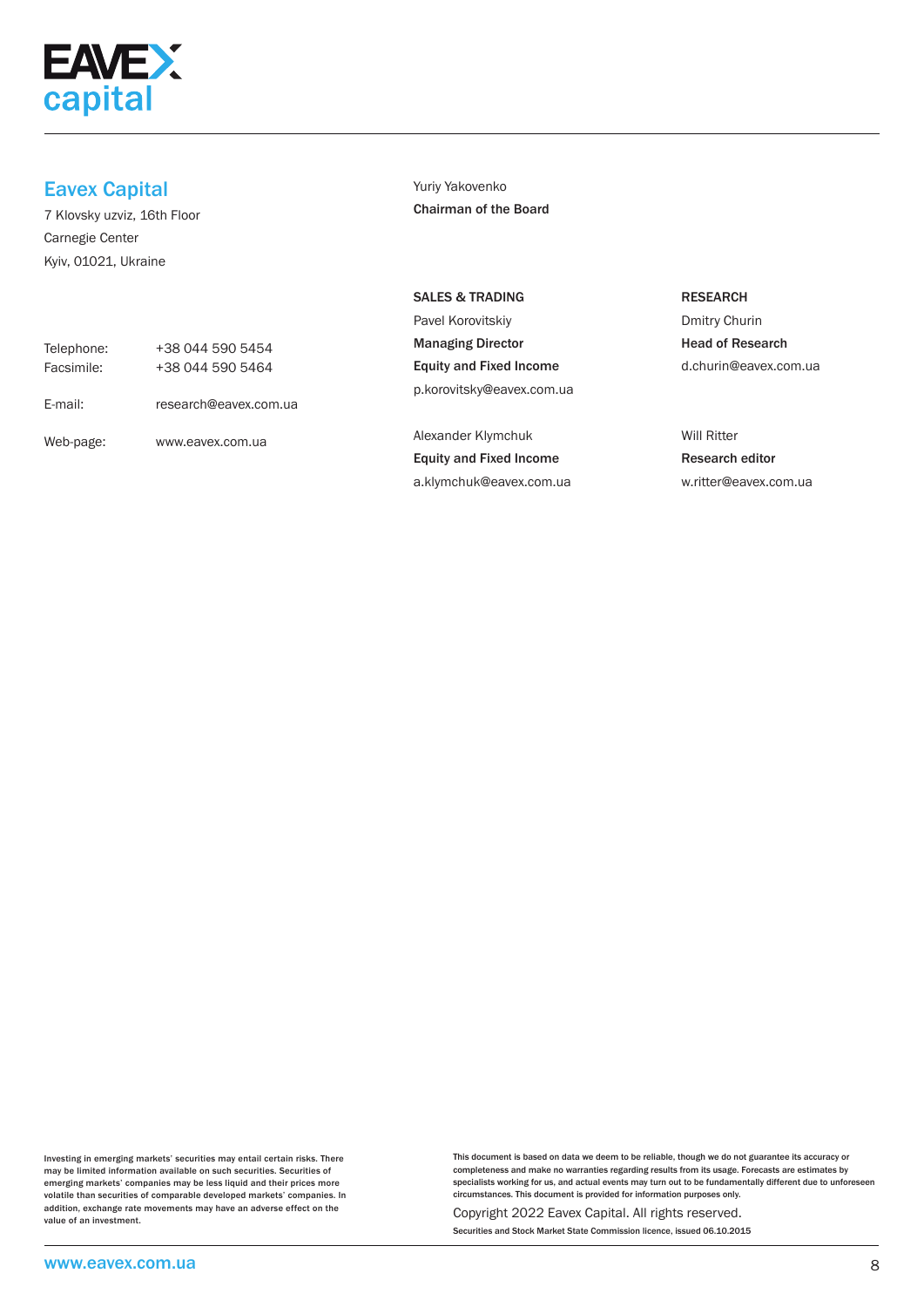EAVEX capital

## Eavex Capital

7 Klovsky uzviz, 16th Floor
Carnegie Center
Kyiv, 01021, Ukraine

| | |
|---|---|
| Telephone: | +38 044 590 5454 |
| Facsimile: | +38 044 590 5464 |
| E-mail: | research@eavex.com.ua |
| Web-page: | www.eavex.com.ua |

Yuriy Yakovenko
**Chairman of the Board**

**SALES & TRADING**

Pavel Korovitskiy
**Managing Director**
**Equity and Fixed Income**
p.korovitsky@eavex.com.ua

Alexander Klymchuk
**Equity and Fixed Income**
a.klymchuk@eavex.com.ua

**RESEARCH**

Dmitry Churin
**Head of Research**
d.churin@eavex.com.ua

Will Ritter
**Research editor**
w.ritter@eavex.com.ua

Investing in emerging markets' securities may entail certain risks. There may be limited information available on such securities. Securities of emerging markets' companies may be less liquid and their prices more volatile than securities of comparable developed markets' companies. In addition, exchange rate movements may have an adverse effect on the value of an investment.

This document is based on data we deem to be reliable, though we do not guarantee its accuracy or completeness and make no warranties regarding results from its usage. Forecasts are estimates by specialists working for us, and actual events may turn out to be fundamentally different due to unforeseen circumstances. This document is provided for information purposes only.

Copyright 2022 Eavex Capital. All rights reserved.

Securities and Stock Market State Commission licence, issued 06.10.2015